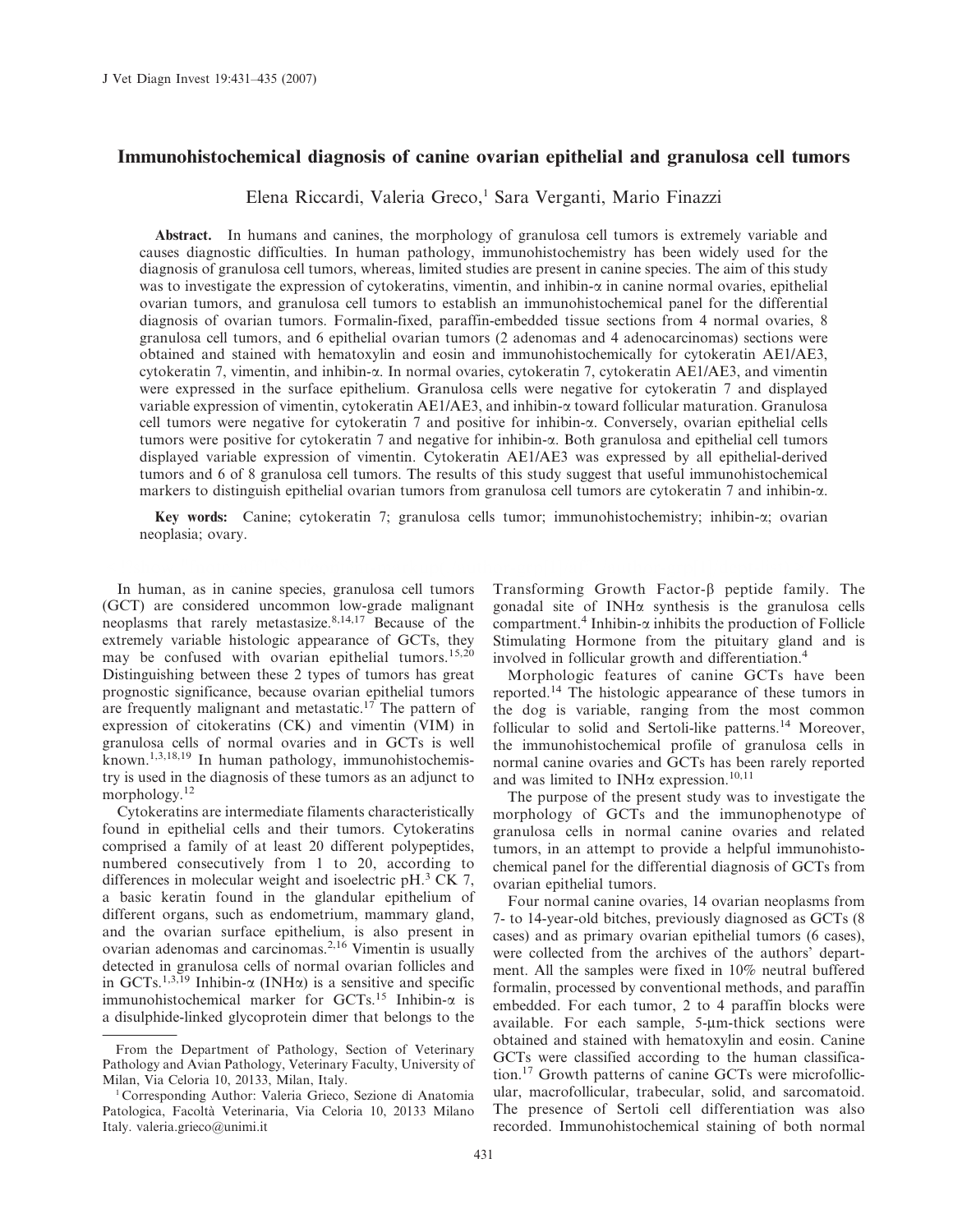# Immunohistochemical diagnosis of canine ovarian epithelial and granulosa cell tumors

Elena Riccardi, Valeria Greco,[1] Sara Verganti, Mario Finazzi

**Abstract.** In humans and canines, the morphology of granulosa cell tumors is extremely variable and causes diagnostic difficulties. In human pathology, immunohistochemistry has been widely used for the diagnosis of granulosa cell tumors, whereas, limited studies are present in canine species. The aim of this study was to investigate the expression of cytokeratins, vimentin, and inhibin-α in canine normal ovaries, epithelial ovarian tumors, and granulosa cell tumors to establish an immunohistochemical panel for the differential diagnosis of ovarian tumors. Formalin-fixed, paraffin-embedded tissue sections from 4 normal ovaries, 8 granulosa cell tumors, and 6 epithelial ovarian tumors (2 adenomas and 4 adenocarcinomas) sections were obtained and stained with hematoxylin and eosin and immunohistochemically for cytokeratin AE1/AE3, cytokeratin 7, vimentin, and inhibin-α. In normal ovaries, cytokeratin 7, cytokeratin AE1/AE3, and vimentin were expressed in the surface epithelium. Granulosa cells were negative for cytokeratin 7 and displayed variable expression of vimentin, cytokeratin AE1/AE3, and inhibin-α toward follicular maturation. Granulosa cell tumors were negative for cytokeratin 7 and positive for inhibin-α. Conversely, ovarian epithelial cells tumors were positive for cytokeratin 7 and negative for inhibin-α. Both granulosa and epithelial cell tumors displayed variable expression of vimentin. Cytokeratin AE1/AE3 was expressed by all epithelial-derived tumors and 6 of 8 granulosa cell tumors. The results of this study suggest that useful immunohistochemical markers to distinguish epithelial ovarian tumors from granulosa cell tumors are cytokeratin 7 and inhibin-α.

**Key words:** Canine; cytokeratin 7; granulosa cells tumor; immunohistochemistry; inhibin-α; ovarian neoplasia; ovary.

In human, as in canine species, granulosa cell tumors (GCT) are considered uncommon low-grade malignant neoplasms that rarely metastasize.[8,14,17] Because of the extremely variable histologic appearance of GCTs, they may be confused with ovarian epithelial tumors.[15,20] Distinguishing between these 2 types of tumors has great prognostic significance, because ovarian epithelial tumors are frequently malignant and metastatic.[17] The pattern of expression of citokeratins (CK) and vimentin (VIM) in granulosa cells of normal ovaries and in GCTs is well known.[1,3,18,19] In human pathology, immunohistochemistry is used in the diagnosis of these tumors as an adjunct to morphology.[12]

Cytokeratins are intermediate filaments characteristically found in epithelial cells and their tumors. Cytokeratins comprised a family of at least 20 different polypeptides, numbered consecutively from 1 to 20, according to differences in molecular weight and isoelectric pH.[3] CK 7, a basic keratin found in the glandular epithelium of different organs, such as endometrium, mammary gland, and the ovarian surface epithelium, is also present in ovarian adenomas and carcinomas.[2,16] Vimentin is usually detected in granulosa cells of normal ovarian follicles and in GCTs.[1,3,19] Inhibin-α (INHα) is a sensitive and specific immunohistochemical marker for GCTs.[15] Inhibin-α is a disulphide-linked glycoprotein dimer that belongs to the Transforming Growth Factor-β peptide family. The gonadal site of INHα synthesis is the granulosa cells compartment.[4] Inhibin-α inhibits the production of Follicle Stimulating Hormone from the pituitary gland and is involved in follicular growth and differentiation.[4]

Morphologic features of canine GCTs have been reported.[14] The histologic appearance of these tumors in the dog is variable, ranging from the most common follicular to solid and Sertoli-like patterns.[14] Moreover, the immunohistochemical profile of granulosa cells in normal canine ovaries and GCTs has been rarely reported and was limited to INHα expression.[10,11]

The purpose of the present study was to investigate the morphology of GCTs and the immunophenotype of granulosa cells in normal canine ovaries and related tumors, in an attempt to provide a helpful immunohistochemical panel for the differential diagnosis of GCTs from ovarian epithelial tumors.

Four normal canine ovaries, 14 ovarian neoplasms from 7- to 14-year-old bitches, previously diagnosed as GCTs (8 cases) and as primary ovarian epithelial tumors (6 cases), were collected from the archives of the authors' department. All the samples were fixed in 10% neutral buffered formalin, processed by conventional methods, and paraffin embedded. For each tumor, 2 to 4 paraffin blocks were available. For each sample, 5-μm-thick sections were obtained and stained with hematoxylin and eosin. Canine GCTs were classified according to the human classification.[17] Growth patterns of canine GCTs were microfollicular, macrofollicular, trabecular, solid, and sarcomatoid. The presence of Sertoli cell differentiation was also recorded. Immunohistochemical staining of both normal

From the Department of Pathology, Section of Veterinary Pathology and Avian Pathology, Veterinary Faculty, University of Milan, Via Celoria 10, 20133, Milan, Italy.

[1] Corresponding Author: Valeria Grieco, Sezione di Anatomia Patologica, Facoltà Veterinaria, Via Celoria 10, 20133 Milano Italy. valeria.grieco@unimi.it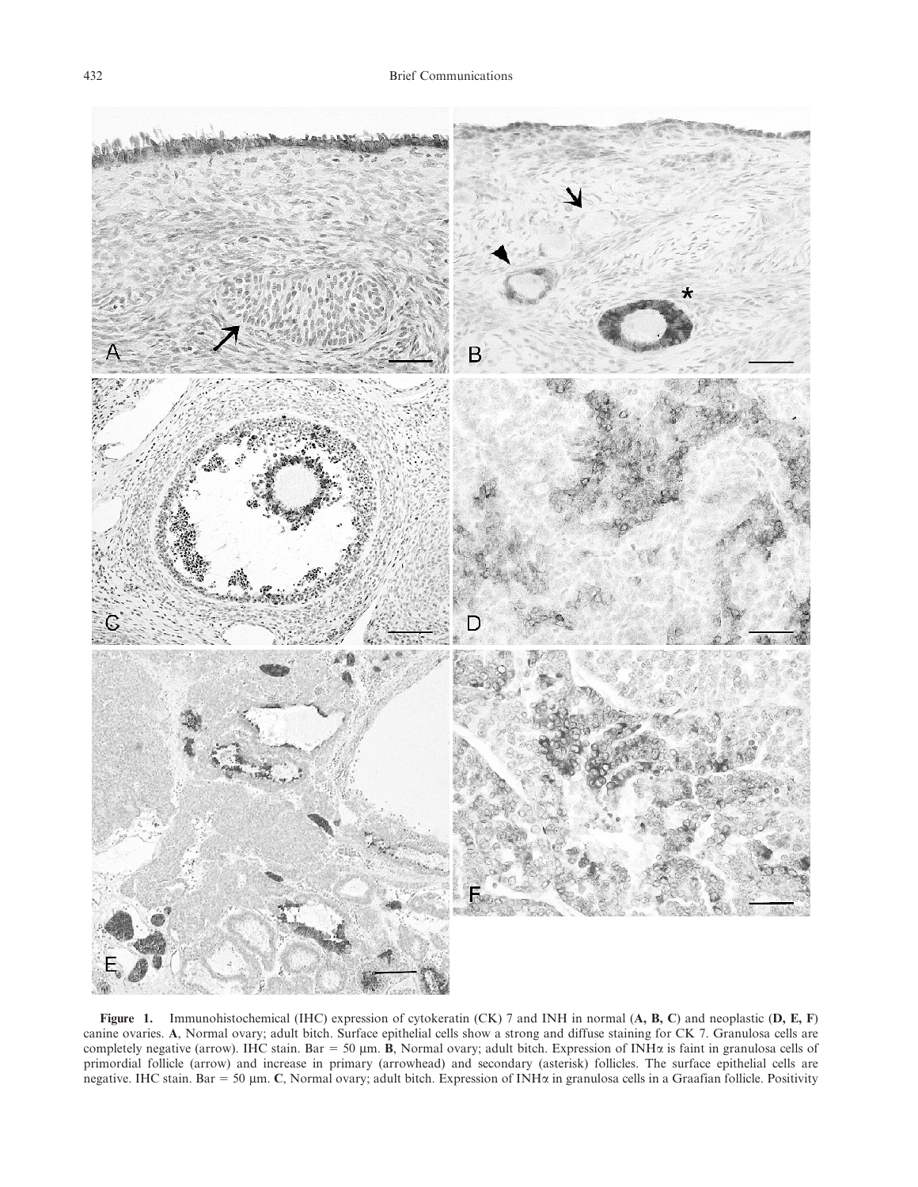**Figure 1.** Immunohistochemical (IHC) expression of cytokeratin (CK) 7 and INH in normal (**A, B, C**) and neoplastic (**D, E, F**) canine ovaries. **A**, Normal ovary; adult bitch. Surface epithelial cells show a strong and diffuse staining for CK 7. Granulosa cells are completely negative (arrow). IHC stain. Bar = 50 μm. **B**, Normal ovary; adult bitch. Expression of INHα is faint in granulosa cells of primordial follicle (arrow) and increase in primary (arrowhead) and secondary (asterisk) follicles. The surface epithelial cells are negative. IHC stain. Bar = 50 μm. **C**, Normal ovary; adult bitch. Expression of INHα in granulosa cells in a Graafian follicle. Positivity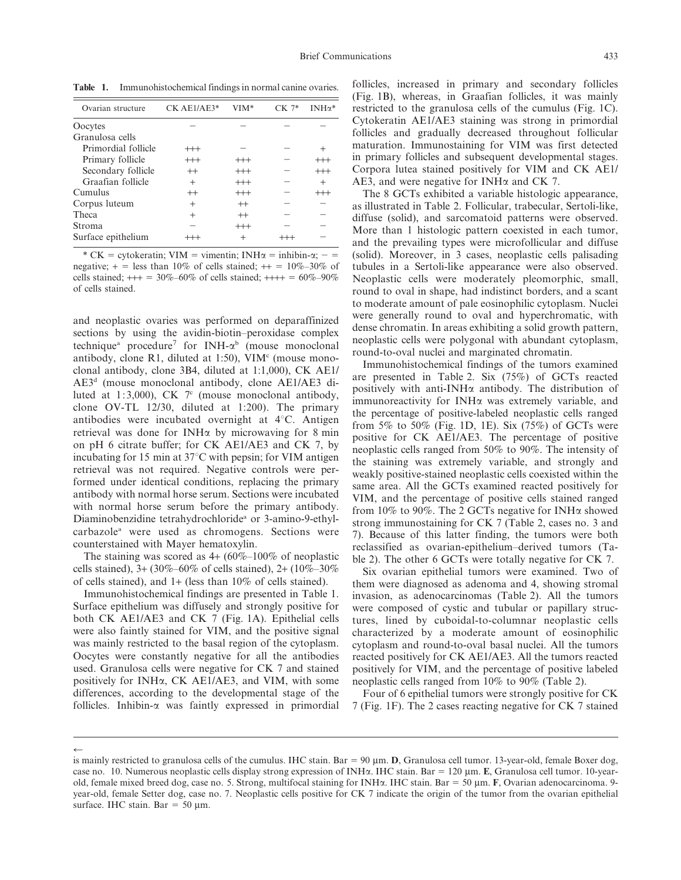**Table 1.** Immunohistochemical findings in normal canine ovaries.

| Ovarian structure | CK AE1/AE3* | VIM* | CK 7* | INHα* |
|---|---|---|---|---|
| Oocytes | − | − | − | − |
| Granulosa cells | | | | |
| Primordial follicle | +++ | − | − | + |
| Primary follicle | +++ | +++ | − | +++ |
| Secondary follicle | ++ | +++ | − | +++ |
| Graafian follicle | + | +++ | − | + |
| Cumulus | ++ | +++ | − | +++ |
| Corpus luteum | + | ++ | − | − |
| Theca | + | ++ | − | − |
| Stroma | − | +++ | − | − |
| Surface epithelium | +++ | + | +++ | − |

\* CK = cytokeratin; VIM = vimentin; INHα = inhibin-α; − = negative; + = less than 10% of cells stained; ++ = 10%–30% of cells stained; +++ = 30%–60% of cells stained; ++++ = 60%–90% of cells stained.

and neoplastic ovaries was performed on deparaffinized sections by using the avidin-biotin–peroxidase complex technique[a] procedure[7] for INH-α[b] (mouse monoclonal antibody, clone R1, diluted at 1:50), VIM[c] (mouse monoclonal antibody, clone 3B4, diluted at 1:1,000), CK AE1/AE3[d] (mouse monoclonal antibody, clone AE1/AE3 diluted at 1:3,000), CK 7[c] (mouse monoclonal antibody, clone OV-TL 12/30, diluted at 1:200). The primary antibodies were incubated overnight at 4°C. Antigen retrieval was done for INHα by microwaving for 8 min on pH 6 citrate buffer; for CK AE1/AE3 and CK 7, by incubating for 15 min at 37°C with pepsin; for VIM antigen retrieval was not required. Negative controls were performed under identical conditions, replacing the primary antibody with normal horse serum. Sections were incubated with normal horse serum before the primary antibody. Diaminobenzidine tetrahydrochloride[a] or 3-amino-9-ethylcarbazole[a] were used as chromogens. Sections were counterstained with Mayer hematoxylin.

The staining was scored as 4+ (60%–100% of neoplastic cells stained), 3+ (30%–60% of cells stained), 2+ (10%–30% of cells stained), and 1+ (less than 10% of cells stained).

Immunohistochemical findings are presented in Table 1. Surface epithelium was diffusely and strongly positive for both CK AE1/AE3 and CK 7 (Fig. 1A). Epithelial cells were also faintly stained for VIM, and the positive signal was mainly restricted to the basal region of the cytoplasm. Oocytes were constantly negative for all the antibodies used. Granulosa cells were negative for CK 7 and stained positively for INHα, CK AE1/AE3, and VIM, with some differences, according to the developmental stage of the follicles. Inhibin-α was faintly expressed in primordial follicles, increased in primary and secondary follicles (Fig. 1B), whereas, in Graafian follicles, it was mainly restricted to the granulosa cells of the cumulus (Fig. 1C). Cytokeratin AE1/AE3 staining was strong in primordial follicles and gradually decreased throughout follicular maturation. Immunostaining for VIM was first detected in primary follicles and subsequent developmental stages. Corpora lutea stained positively for VIM and CK AE1/AE3, and were negative for INHα and CK 7.

The 8 GCTs exhibited a variable histologic appearance, as illustrated in Table 2. Follicular, trabecular, Sertoli-like, diffuse (solid), and sarcomatoid patterns were observed. More than 1 histologic pattern coexisted in each tumor, and the prevailing types were microfollicular and diffuse (solid). Moreover, in 3 cases, neoplastic cells palisading tubules in a Sertoli-like appearance were also observed. Neoplastic cells were moderately pleomorphic, small, round to oval in shape, had indistinct borders, and a scant to moderate amount of pale eosinophilic cytoplasm. Nuclei were generally round to oval and hyperchromatic, with dense chromatin. In areas exhibiting a solid growth pattern, neoplastic cells were polygonal with abundant cytoplasm, round-to-oval nuclei and marginated chromatin.

Immunohistochemical findings of the tumors examined are presented in Table 2. Six (75%) of GCTs reacted positively with anti-INHα antibody. The distribution of immunoreactivity for INHα was extremely variable, and the percentage of positive-labeled neoplastic cells ranged from 5% to 50% (Fig. 1D, 1E). Six (75%) of GCTs were positive for CK AE1/AE3. The percentage of positive neoplastic cells ranged from 50% to 90%. The intensity of the staining was extremely variable, and strongly and weakly positive-stained neoplastic cells coexisted within the same area. All the GCTs examined reacted positively for VIM, and the percentage of positive cells stained ranged from 10% to 90%. The 2 GCTs negative for INHα showed strong immunostaining for CK 7 (Table 2, cases no. 3 and 7). Because of this latter finding, the tumors were both reclassified as ovarian-epithelium–derived tumors (Table 2). The other 6 GCTs were totally negative for CK 7.

Six ovarian epithelial tumors were examined. Two of them were diagnosed as adenoma and 4, showing stromal invasion, as adenocarcinomas (Table 2). All the tumors were composed of cystic and tubular or papillary structures, lined by cuboidal-to-columnar neoplastic cells characterized by a moderate amount of eosinophilic cytoplasm and round-to-oval basal nuclei. All the tumors reacted positively for CK AE1/AE3. All the tumors reacted positively for VIM, and the percentage of positive labeled neoplastic cells ranged from 10% to 90% (Table 2).

Four of 6 epithelial tumors were strongly positive for CK 7 (Fig. 1F). The 2 cases reacting negative for CK 7 stained

←

is mainly restricted to granulosa cells of the cumulus. IHC stain. Bar = 90 µm. **D**, Granulosa cell tumor. 13-year-old, female Boxer dog, case no. 10. Numerous neoplastic cells display strong expression of INHα. IHC stain. Bar = 120 µm. **E**, Granulosa cell tumor. 10-year-old, female mixed breed dog, case no. 5. Strong, multifocal staining for INHα. IHC stain. Bar = 50 µm. **F**, Ovarian adenocarcinoma. 9-year-old, female Setter dog, case no. 7. Neoplastic cells positive for CK 7 indicate the origin of the tumor from the ovarian epithelial surface. IHC stain. Bar = 50 µm.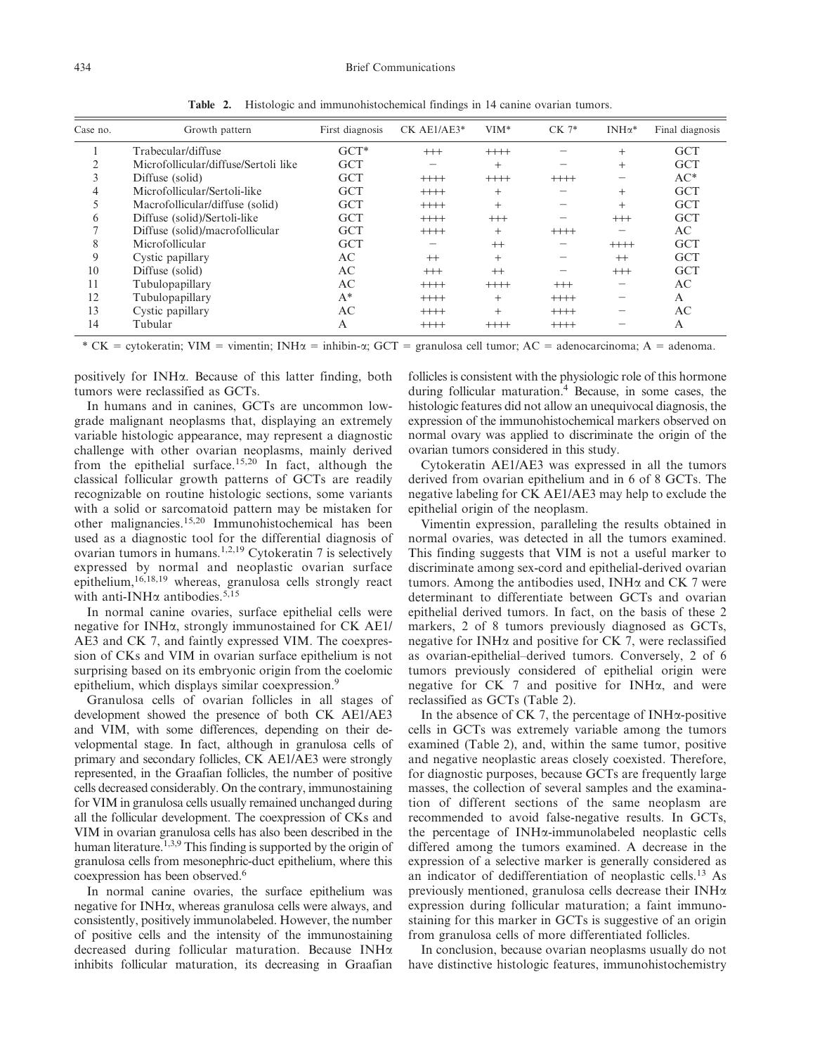**Table 2.** Histologic and immunohistochemical findings in 14 canine ovarian tumors.

| Case no. | Growth pattern | First diagnosis | CK AE1/AE3* | VIM* | CK 7* | INHα* | Final diagnosis |
|---|---|---|---|---|---|---|---|
| 1 | Trabecular/diffuse | GCT* | +++ | ++++ | − | + | GCT |
| 2 | Microfollicular/diffuse/Sertoli like | GCT | − | + | − | + | GCT |
| 3 | Diffuse (solid) | GCT | ++++ | ++++ | ++++ | − | AC* |
| 4 | Microfollicular/Sertoli-like | GCT | ++++ | + | − | + | GCT |
| 5 | Macrofollicular/diffuse (solid) | GCT | ++++ | + | − | + | GCT |
| 6 | Diffuse (solid)/Sertoli-like | GCT | ++++ | +++ | − | +++ | GCT |
| 7 | Diffuse (solid)/macrofollicular | GCT | ++++ | + | ++++ | − | AC |
| 8 | Microfollicular | GCT | − | ++ | − | ++++ | GCT |
| 9 | Cystic papillary | AC | ++ | + | − | ++ | GCT |
| 10 | Diffuse (solid) | AC | +++ | ++ | − | +++ | GCT |
| 11 | Tubulopapillary | AC | ++++ | ++++ | +++ | − | AC |
| 12 | Tubulopapillary | A* | ++++ | + | ++++ | − | A |
| 13 | Cystic papillary | AC | ++++ | + | ++++ | − | AC |
| 14 | Tubular | A | ++++ | ++++ | ++++ | − | A |

\* CK = cytokeratin; VIM = vimentin; INHα = inhibin-α; GCT = granulosa cell tumor; AC = adenocarcinoma; A = adenoma.

positively for INHα. Because of this latter finding, both tumors were reclassified as GCTs.

In humans and in canines, GCTs are uncommon low-grade malignant neoplasms that, displaying an extremely variable histologic appearance, may represent a diagnostic challenge with other ovarian neoplasms, mainly derived from the epithelial surface.[15,20] In fact, although the classical follicular growth patterns of GCTs are readily recognizable on routine histologic sections, some variants with a solid or sarcomatoid pattern may be mistaken for other malignancies.[15,20] Immunohistochemical has been used as a diagnostic tool for the differential diagnosis of ovarian tumors in humans.[1,2,19] Cytokeratin 7 is selectively expressed by normal and neoplastic ovarian surface epithelium,[16,18,19] whereas, granulosa cells strongly react with anti-INHα antibodies.[5,15]

In normal canine ovaries, surface epithelial cells were negative for INHα, strongly immunostained for CK AE1/AE3 and CK 7, and faintly expressed VIM. The coexpression of CKs and VIM in ovarian surface epithelium is not surprising based on its embryonic origin from the coelomic epithelium, which displays similar coexpression.[9]

Granulosa cells of ovarian follicles in all stages of development showed the presence of both CK AE1/AE3 and VIM, with some differences, depending on their developmental stage. In fact, although in granulosa cells of primary and secondary follicles, CK AE1/AE3 were strongly represented, in the Graafian follicles, the number of positive cells decreased considerably. On the contrary, immunostaining for VIM in granulosa cells usually remained unchanged during all the follicular development. The coexpression of CKs and VIM in ovarian granulosa cells has also been described in the human literature.[1,3,9] This finding is supported by the origin of granulosa cells from mesonephric-duct epithelium, where this coexpression has been observed.[6]

In normal canine ovaries, the surface epithelium was negative for INHα, whereas granulosa cells were always, and consistently, positively immunolabeled. However, the number of positive cells and the intensity of the immunostaining decreased during follicular maturation. Because INHα inhibits follicular maturation, its decreasing in Graafian follicles is consistent with the physiologic role of this hormone during follicular maturation.[4] Because, in some cases, the histologic features did not allow an unequivocal diagnosis, the expression of the immunohistochemical markers observed on normal ovary was applied to discriminate the origin of the ovarian tumors considered in this study.

Cytokeratin AE1/AE3 was expressed in all the tumors derived from ovarian epithelium and in 6 of 8 GCTs. The negative labeling for CK AE1/AE3 may help to exclude the epithelial origin of the neoplasm.

Vimentin expression, paralleling the results obtained in normal ovaries, was detected in all the tumors examined. This finding suggests that VIM is not a useful marker to discriminate among sex-cord and epithelial-derived ovarian tumors. Among the antibodies used, INHα and CK 7 were determinant to differentiate between GCTs and ovarian epithelial derived tumors. In fact, on the basis of these 2 markers, 2 of 8 tumors previously diagnosed as GCTs, negative for INHα and positive for CK 7, were reclassified as ovarian-epithelial–derived tumors. Conversely, 2 of 6 tumors previously considered of epithelial origin were negative for CK 7 and positive for INHα, and were reclassified as GCTs (Table 2).

In the absence of CK 7, the percentage of INHα-positive cells in GCTs was extremely variable among the tumors examined (Table 2), and, within the same tumor, positive and negative neoplastic areas closely coexisted. Therefore, for diagnostic purposes, because GCTs are frequently large masses, the collection of several samples and the examination of different sections of the same neoplasm are recommended to avoid false-negative results. In GCTs, the percentage of INHα-immunolabeled neoplastic cells differed among the tumors examined. A decrease in the expression of a selective marker is generally considered as an indicator of dedifferentiation of neoplastic cells.[13] As previously mentioned, granulosa cells decrease their INHα expression during follicular maturation; a faint immunostaining for this marker in GCTs is suggestive of an origin from granulosa cells of more differentiated follicles.

In conclusion, because ovarian neoplasms usually do not have distinctive histologic features, immunohistochemistry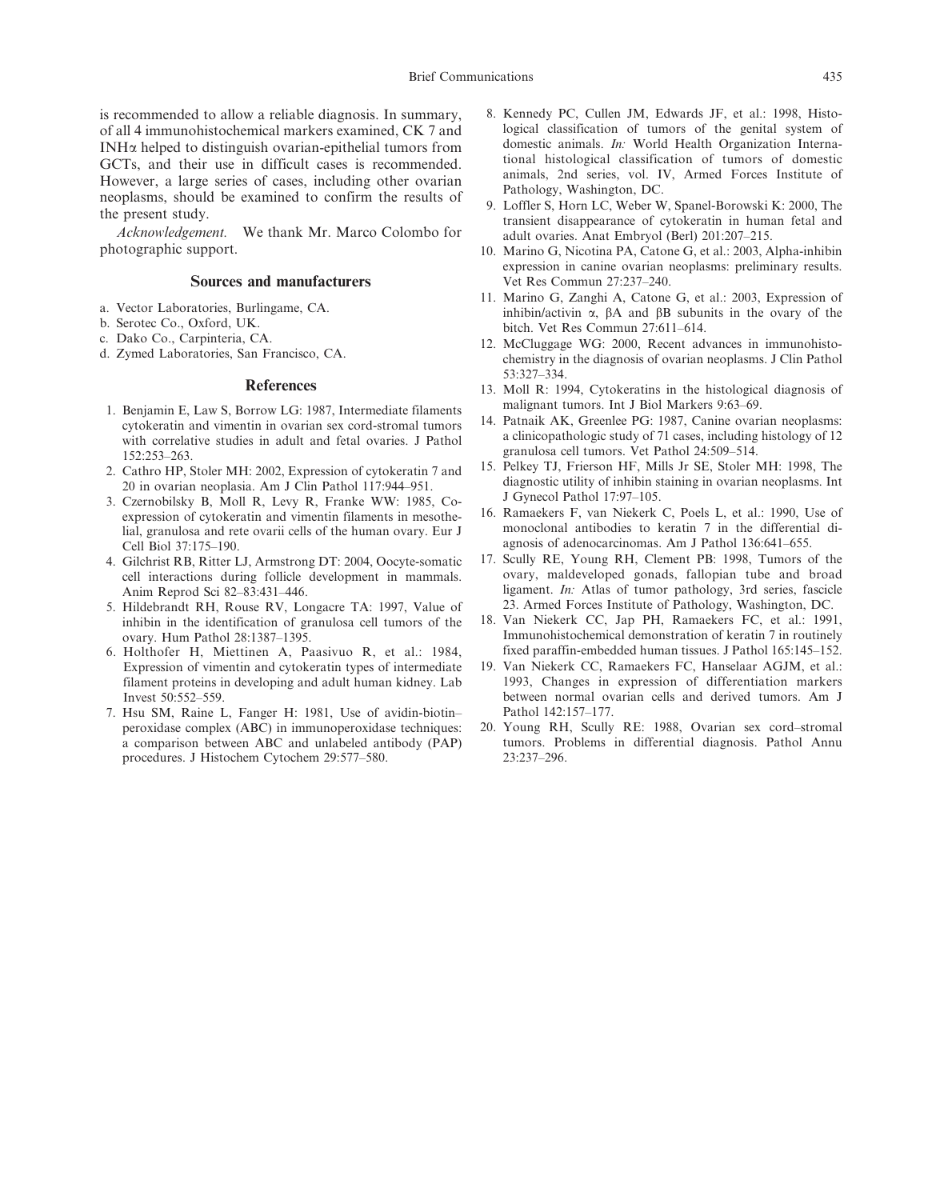is recommended to allow a reliable diagnosis. In summary, of all 4 immunohistochemical markers examined, CK 7 and INH$\alpha$ helped to distinguish ovarian-epithelial tumors from GCTs, and their use in difficult cases is recommended. However, a large series of cases, including other ovarian neoplasms, should be examined to confirm the results of the present study.

*Acknowledgement.* We thank Mr. Marco Colombo for photographic support.

## Sources and manufacturers

a. Vector Laboratories, Burlingame, CA.
b. Serotec Co., Oxford, UK.
c. Dako Co., Carpinteria, CA.
d. Zymed Laboratories, San Francisco, CA.

## References

1. Benjamin E, Law S, Borrow LG: 1987, Intermediate filaments cytokeratin and vimentin in ovarian sex cord-stromal tumors with correlative studies in adult and fetal ovaries. J Pathol 152:253–263.
2. Cathro HP, Stoler MH: 2002, Expression of cytokeratin 7 and 20 in ovarian neoplasia. Am J Clin Pathol 117:944–951.
3. Czernobilsky B, Moll R, Levy R, Franke WW: 1985, Co-expression of cytokeratin and vimentin filaments in mesothelial, granulosa and rete ovarii cells of the human ovary. Eur J Cell Biol 37:175–190.
4. Gilchrist RB, Ritter LJ, Armstrong DT: 2004, Oocyte-somatic cell interactions during follicle development in mammals. Anim Reprod Sci 82–83:431–446.
5. Hildebrandt RH, Rouse RV, Longacre TA: 1997, Value of inhibin in the identification of granulosa cell tumors of the ovary. Hum Pathol 28:1387–1395.
6. Holthofer H, Miettinen A, Paasivuo R, et al.: 1984, Expression of vimentin and cytokeratin types of intermediate filament proteins in developing and adult human kidney. Lab Invest 50:552–559.
7. Hsu SM, Raine L, Fanger H: 1981, Use of avidin-biotin–peroxidase complex (ABC) in immunoperoxidase techniques: a comparison between ABC and unlabeled antibody (PAP) procedures. J Histochem Cytochem 29:577–580.
8. Kennedy PC, Cullen JM, Edwards JF, et al.: 1998, Histological classification of tumors of the genital system of domestic animals. *In:* World Health Organization International histological classification of tumors of domestic animals, 2nd series, vol. IV, Armed Forces Institute of Pathology, Washington, DC.
9. Loffler S, Horn LC, Weber W, Spanel-Borowski K: 2000, The transient disappearance of cytokeratin in human fetal and adult ovaries. Anat Embryol (Berl) 201:207–215.
10. Marino G, Nicotina PA, Catone G, et al.: 2003, Alpha-inhibin expression in canine ovarian neoplasms: preliminary results. Vet Res Commun 27:237–240.
11. Marino G, Zanghi A, Catone G, et al.: 2003, Expression of inhibin/activin $\alpha$, $\beta$A and $\beta$B subunits in the ovary of the bitch. Vet Res Commun 27:611–614.
12. McCluggage WG: 2000, Recent advances in immunohistochemistry in the diagnosis of ovarian neoplasms. J Clin Pathol 53:327–334.
13. Moll R: 1994, Cytokeratins in the histological diagnosis of malignant tumors. Int J Biol Markers 9:63–69.
14. Patnaik AK, Greenlee PG: 1987, Canine ovarian neoplasms: a clinicopathologic study of 71 cases, including histology of 12 granulosa cell tumors. Vet Pathol 24:509–514.
15. Pelkey TJ, Frierson HF, Mills Jr SE, Stoler MH: 1998, The diagnostic utility of inhibin staining in ovarian neoplasms. Int J Gynecol Pathol 17:97–105.
16. Ramaekers F, van Niekerk C, Poels L, et al.: 1990, Use of monoclonal antibodies to keratin 7 in the differential diagnosis of adenocarcinomas. Am J Pathol 136:641–655.
17. Scully RE, Young RH, Clement PB: 1998, Tumors of the ovary, maldeveloped gonads, fallopian tube and broad ligament. *In:* Atlas of tumor pathology, 3rd series, fascicle 23. Armed Forces Institute of Pathology, Washington, DC.
18. Van Niekerk CC, Jap PH, Ramaekers FC, et al.: 1991, Immunohistochemical demonstration of keratin 7 in routinely fixed paraffin-embedded human tissues. J Pathol 165:145–152.
19. Van Niekerk CC, Ramaekers FC, Hanselaar AGJM, et al.: 1993, Changes in expression of differentiation markers between normal ovarian cells and derived tumors. Am J Pathol 142:157–177.
20. Young RH, Scully RE: 1988, Ovarian sex cord–stromal tumors. Problems in differential diagnosis. Pathol Annu 23:237–296.